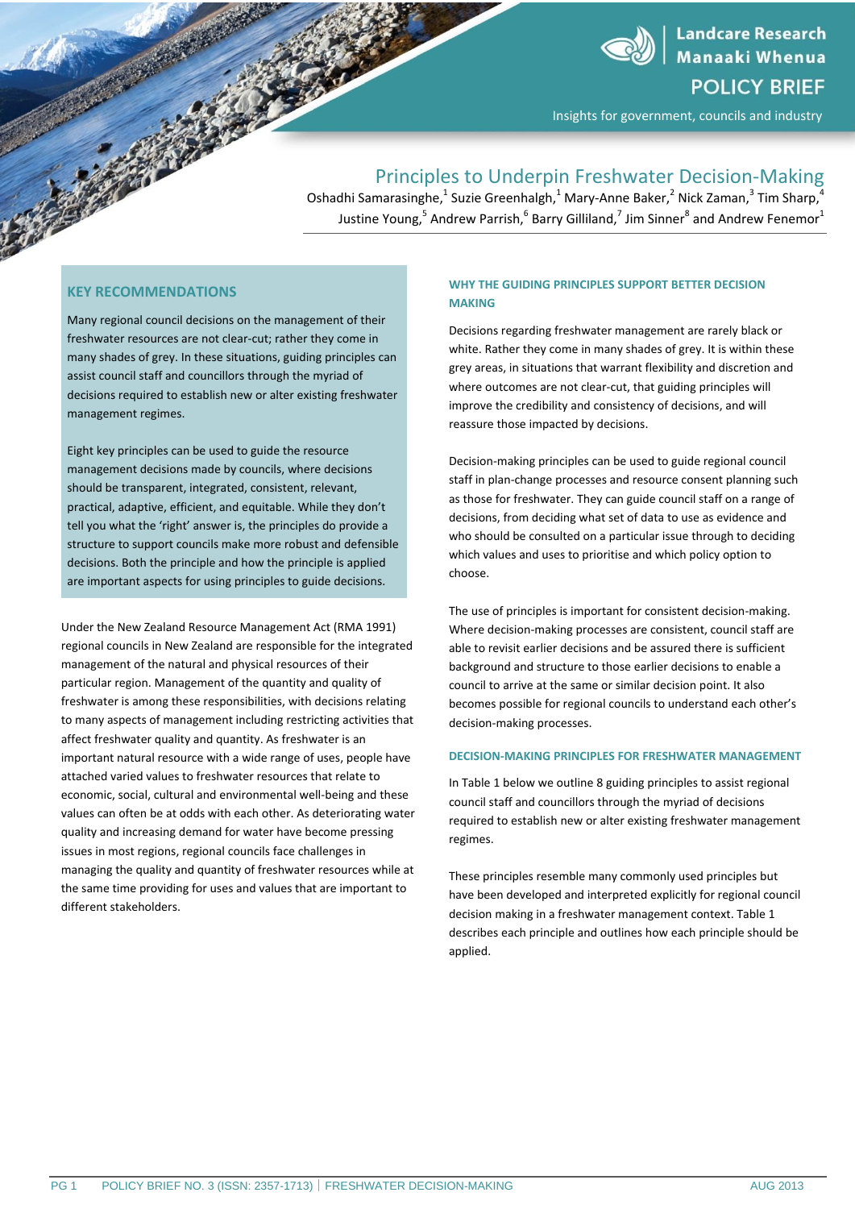Landcare Research
Manaaki Whenua

POLICY BRIEF

Insights for government, councils and industry

# Principles to Underpin Freshwater Decision-Making

Oshadhi Samarasinghe,[1] Suzie Greenhalgh,[1] Mary-Anne Baker,[2] Nick Zaman,[3] Tim Sharp,[4] Justine Young,[5] Andrew Parrish,[6] Barry Gilliland,[7] Jim Sinner[8] and Andrew Fenemor[1]

## KEY RECOMMENDATIONS

Many regional council decisions on the management of their freshwater resources are not clear-cut; rather they come in many shades of grey. In these situations, guiding principles can assist council staff and councillors through the myriad of decisions required to establish new or alter existing freshwater management regimes.

Eight key principles can be used to guide the resource management decisions made by councils, where decisions should be transparent, integrated, consistent, relevant, practical, adaptive, efficient, and equitable. While they don't tell you what the 'right' answer is, the principles do provide a structure to support councils make more robust and defensible decisions. Both the principle and how the principle is applied are important aspects for using principles to guide decisions.

Under the New Zealand Resource Management Act (RMA 1991) regional councils in New Zealand are responsible for the integrated management of the natural and physical resources of their particular region. Management of the quantity and quality of freshwater is among these responsibilities, with decisions relating to many aspects of management including restricting activities that affect freshwater quality and quantity. As freshwater is an important natural resource with a wide range of uses, people have attached varied values to freshwater resources that relate to economic, social, cultural and environmental well-being and these values can often be at odds with each other. As deteriorating water quality and increasing demand for water have become pressing issues in most regions, regional councils face challenges in managing the quality and quantity of freshwater resources while at the same time providing for uses and values that are important to different stakeholders.

## WHY THE GUIDING PRINCIPLES SUPPORT BETTER DECISION MAKING

Decisions regarding freshwater management are rarely black or white. Rather they come in many shades of grey. It is within these grey areas, in situations that warrant flexibility and discretion and where outcomes are not clear-cut, that guiding principles will improve the credibility and consistency of decisions, and will reassure those impacted by decisions.

Decision-making principles can be used to guide regional council staff in plan-change processes and resource consent planning such as those for freshwater. They can guide council staff on a range of decisions, from deciding what set of data to use as evidence and who should be consulted on a particular issue through to deciding which values and uses to prioritise and which policy option to choose.

The use of principles is important for consistent decision-making. Where decision-making processes are consistent, council staff are able to revisit earlier decisions and be assured there is sufficient background and structure to those earlier decisions to enable a council to arrive at the same or similar decision point. It also becomes possible for regional councils to understand each other's decision-making processes.

## DECISION-MAKING PRINCIPLES FOR FRESHWATER MANAGEMENT

In Table 1 below we outline 8 guiding principles to assist regional council staff and councillors through the myriad of decisions required to establish new or alter existing freshwater management regimes.

These principles resemble many commonly used principles but have been developed and interpreted explicitly for regional council decision making in a freshwater management context. Table 1 describes each principle and outlines how each principle should be applied.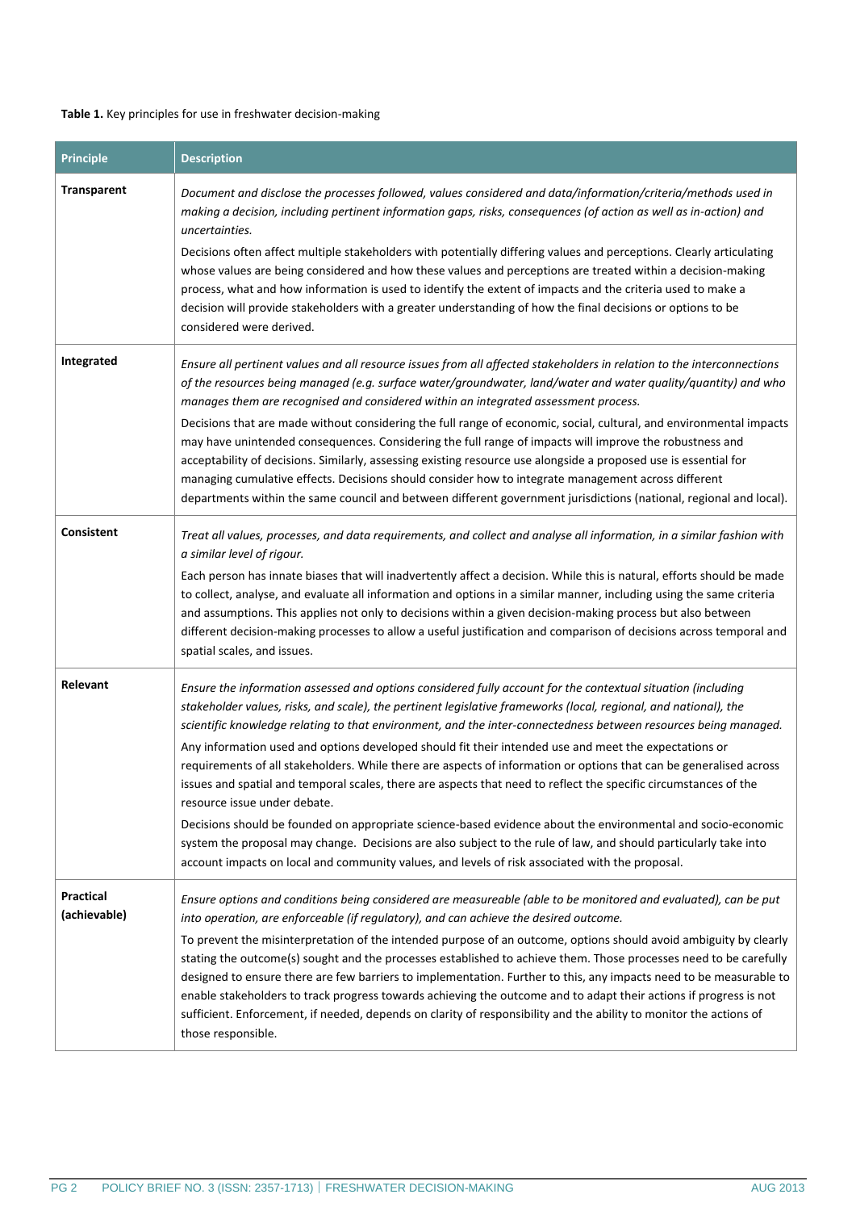**Table 1.** Key principles for use in freshwater decision-making

| Principle | Description |
|---|---|
| **Transparent** | *Document and disclose the processes followed, values considered and data/information/criteria/methods used in making a decision, including pertinent information gaps, risks, consequences (of action as well as in-action) and uncertainties.* <br> Decisions often affect multiple stakeholders with potentially differing values and perceptions. Clearly articulating whose values are being considered and how these values and perceptions are treated within a decision-making process, what and how information is used to identify the extent of impacts and the criteria used to make a decision will provide stakeholders with a greater understanding of how the final decisions or options to be considered were derived. |
| **Integrated** | *Ensure all pertinent values and all resource issues from all affected stakeholders in relation to the interconnections of the resources being managed (e.g. surface water/groundwater, land/water and water quality/quantity) and who manages them are recognised and considered within an integrated assessment process.* <br> Decisions that are made without considering the full range of economic, social, cultural, and environmental impacts may have unintended consequences. Considering the full range of impacts will improve the robustness and acceptability of decisions. Similarly, assessing existing resource use alongside a proposed use is essential for managing cumulative effects. Decisions should consider how to integrate management across different departments within the same council and between different government jurisdictions (national, regional and local). |
| **Consistent** | *Treat all values, processes, and data requirements, and collect and analyse all information, in a similar fashion with a similar level of rigour.* <br> Each person has innate biases that will inadvertently affect a decision. While this is natural, efforts should be made to collect, analyse, and evaluate all information and options in a similar manner, including using the same criteria and assumptions. This applies not only to decisions within a given decision-making process but also between different decision-making processes to allow a useful justification and comparison of decisions across temporal and spatial scales, and issues. |
| **Relevant** | *Ensure the information assessed and options considered fully account for the contextual situation (including stakeholder values, risks, and scale), the pertinent legislative frameworks (local, regional, and national), the scientific knowledge relating to that environment, and the inter-connectedness between resources being managed.* <br> Any information used and options developed should fit their intended use and meet the expectations or requirements of all stakeholders. While there are aspects of information or options that can be generalised across issues and spatial and temporal scales, there are aspects that need to reflect the specific circumstances of the resource issue under debate. <br> Decisions should be founded on appropriate science-based evidence about the environmental and socio-economic system the proposal may change. Decisions are also subject to the rule of law, and should particularly take into account impacts on local and community values, and levels of risk associated with the proposal. |
| **Practical (achievable)** | *Ensure options and conditions being considered are measureable (able to be monitored and evaluated), can be put into operation, are enforceable (if regulatory), and can achieve the desired outcome.* <br> To prevent the misinterpretation of the intended purpose of an outcome, options should avoid ambiguity by clearly stating the outcome(s) sought and the processes established to achieve them. Those processes need to be carefully designed to ensure there are few barriers to implementation. Further to this, any impacts need to be measurable to enable stakeholders to track progress towards achieving the outcome and to adapt their actions if progress is not sufficient. Enforcement, if needed, depends on clarity of responsibility and the ability to monitor the actions of those responsible. |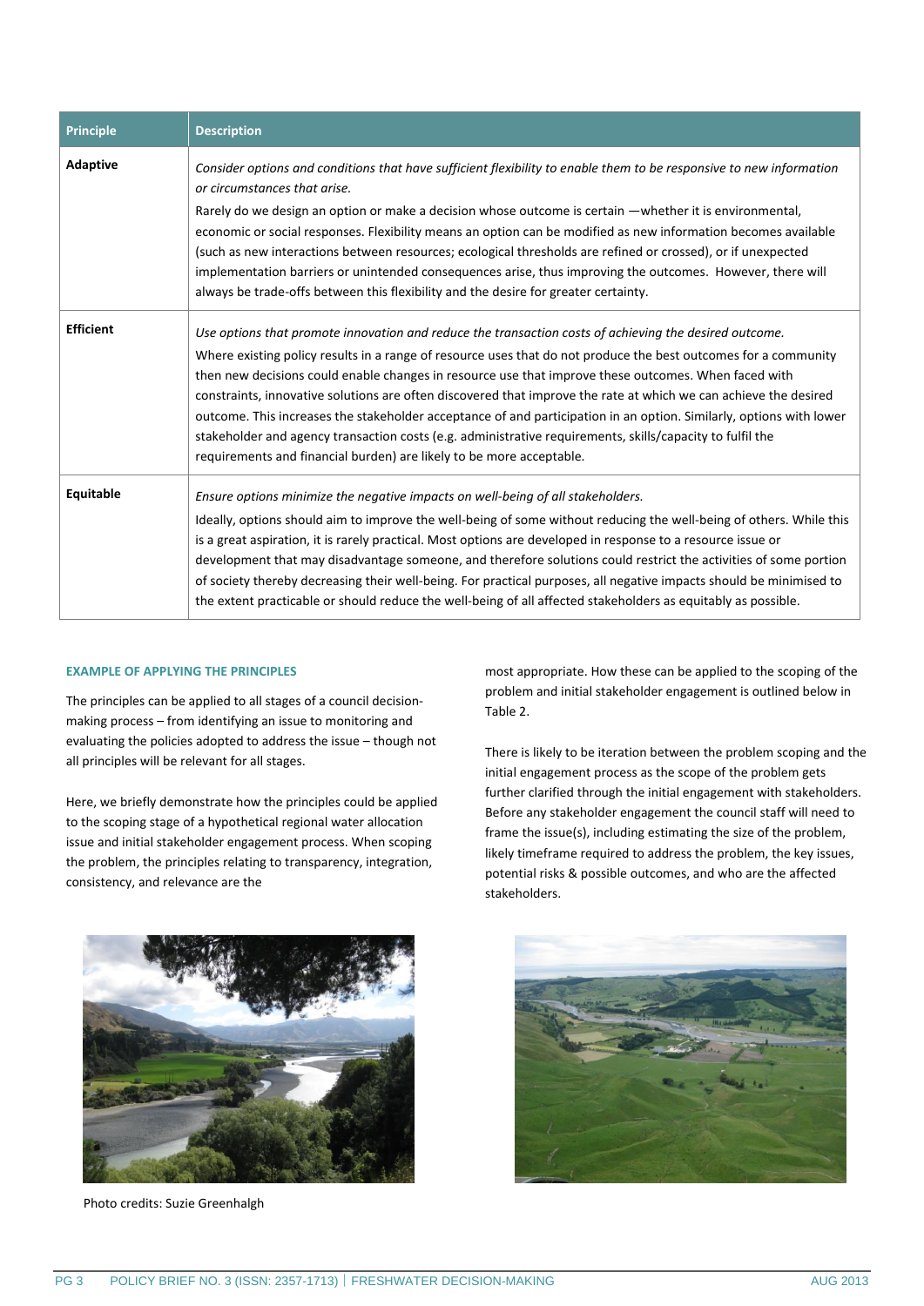| Principle | Description |
| --- | --- |
| **Adaptive** | *Consider options and conditions that have sufficient flexibility to enable them to be responsive to new information or circumstances that arise.* Rarely do we design an option or make a decision whose outcome is certain —whether it is environmental, economic or social responses. Flexibility means an option can be modified as new information becomes available (such as new interactions between resources; ecological thresholds are refined or crossed), or if unexpected implementation barriers or unintended consequences arise, thus improving the outcomes. However, there will always be trade-offs between this flexibility and the desire for greater certainty. |
| **Efficient** | *Use options that promote innovation and reduce the transaction costs of achieving the desired outcome.* Where existing policy results in a range of resource uses that do not produce the best outcomes for a community then new decisions could enable changes in resource use that improve these outcomes. When faced with constraints, innovative solutions are often discovered that improve the rate at which we can achieve the desired outcome. This increases the stakeholder acceptance of and participation in an option. Similarly, options with lower stakeholder and agency transaction costs (e.g. administrative requirements, skills/capacity to fulfil the requirements and financial burden) are likely to be more acceptable. |
| **Equitable** | *Ensure options minimize the negative impacts on well-being of all stakeholders.* Ideally, options should aim to improve the well-being of some without reducing the well-being of others. While this is a great aspiration, it is rarely practical. Most options are developed in response to a resource issue or development that may disadvantage someone, and therefore solutions could restrict the activities of some portion of society thereby decreasing their well-being. For practical purposes, all negative impacts should be minimised to the extent practicable or should reduce the well-being of all affected stakeholders as equitably as possible. |

### EXAMPLE OF APPLYING THE PRINCIPLES

The principles can be applied to all stages of a council decision-making process – from identifying an issue to monitoring and evaluating the policies adopted to address the issue – though not all principles will be relevant for all stages.

Here, we briefly demonstrate how the principles could be applied to the scoping stage of a hypothetical regional water allocation issue and initial stakeholder engagement process. When scoping the problem, the principles relating to transparency, integration, consistency, and relevance are the most appropriate. How these can be applied to the scoping of the problem and initial stakeholder engagement is outlined below in Table 2.

There is likely to be iteration between the problem scoping and the initial engagement process as the scope of the problem gets further clarified through the initial engagement with stakeholders. Before any stakeholder engagement the council staff will need to frame the issue(s), including estimating the size of the problem, likely timeframe required to address the problem, the key issues, potential risks & possible outcomes, and who are the affected stakeholders.

Photo credits: Suzie Greenhalgh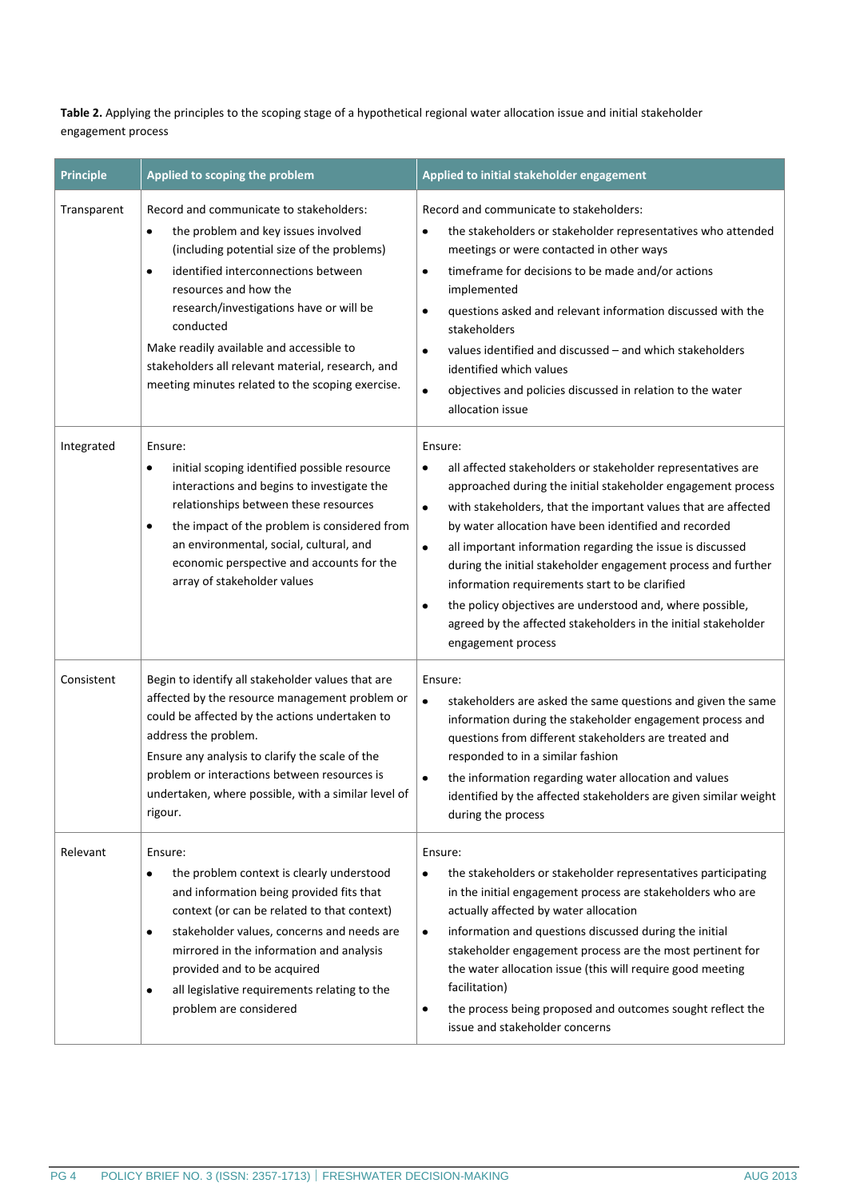**Table 2.** Applying the principles to the scoping stage of a hypothetical regional water allocation issue and initial stakeholder engagement process

| Principle | Applied to scoping the problem | Applied to initial stakeholder engagement |
|---|---|---|
| Transparent | Record and communicate to stakeholders:<br>• the problem and key issues involved (including potential size of the problems)<br>• identified interconnections between resources and how the research/investigations have or will be conducted<br>Make readily available and accessible to stakeholders all relevant material, research, and meeting minutes related to the scoping exercise. | Record and communicate to stakeholders:<br>• the stakeholders or stakeholder representatives who attended meetings or were contacted in other ways<br>• timeframe for decisions to be made and/or actions implemented<br>• questions asked and relevant information discussed with the stakeholders<br>• values identified and discussed – and which stakeholders identified which values<br>• objectives and policies discussed in relation to the water allocation issue |
| Integrated | Ensure:<br>• initial scoping identified possible resource interactions and begins to investigate the relationships between these resources<br>• the impact of the problem is considered from an environmental, social, cultural, and economic perspective and accounts for the array of stakeholder values | Ensure:<br>• all affected stakeholders or stakeholder representatives are approached during the initial stakeholder engagement process<br>• with stakeholders, that the important values that are affected by water allocation have been identified and recorded<br>• all important information regarding the issue is discussed during the initial stakeholder engagement process and further information requirements start to be clarified<br>• the policy objectives are understood and, where possible, agreed by the affected stakeholders in the initial stakeholder engagement process |
| Consistent | Begin to identify all stakeholder values that are affected by the resource management problem or could be affected by the actions undertaken to address the problem.<br>Ensure any analysis to clarify the scale of the problem or interactions between resources is undertaken, where possible, with a similar level of rigour. | Ensure:<br>• stakeholders are asked the same questions and given the same information during the stakeholder engagement process and questions from different stakeholders are treated and responded to in a similar fashion<br>• the information regarding water allocation and values identified by the affected stakeholders are given similar weight during the process |
| Relevant | Ensure:<br>• the problem context is clearly understood and information being provided fits that context (or can be related to that context)<br>• stakeholder values, concerns and needs are mirrored in the information and analysis provided and to be acquired<br>• all legislative requirements relating to the problem are considered | Ensure:<br>• the stakeholders or stakeholder representatives participating in the initial engagement process are stakeholders who are actually affected by water allocation<br>• information and questions discussed during the initial stakeholder engagement process are the most pertinent for the water allocation issue (this will require good meeting facilitation)<br>• the process being proposed and outcomes sought reflect the issue and stakeholder concerns |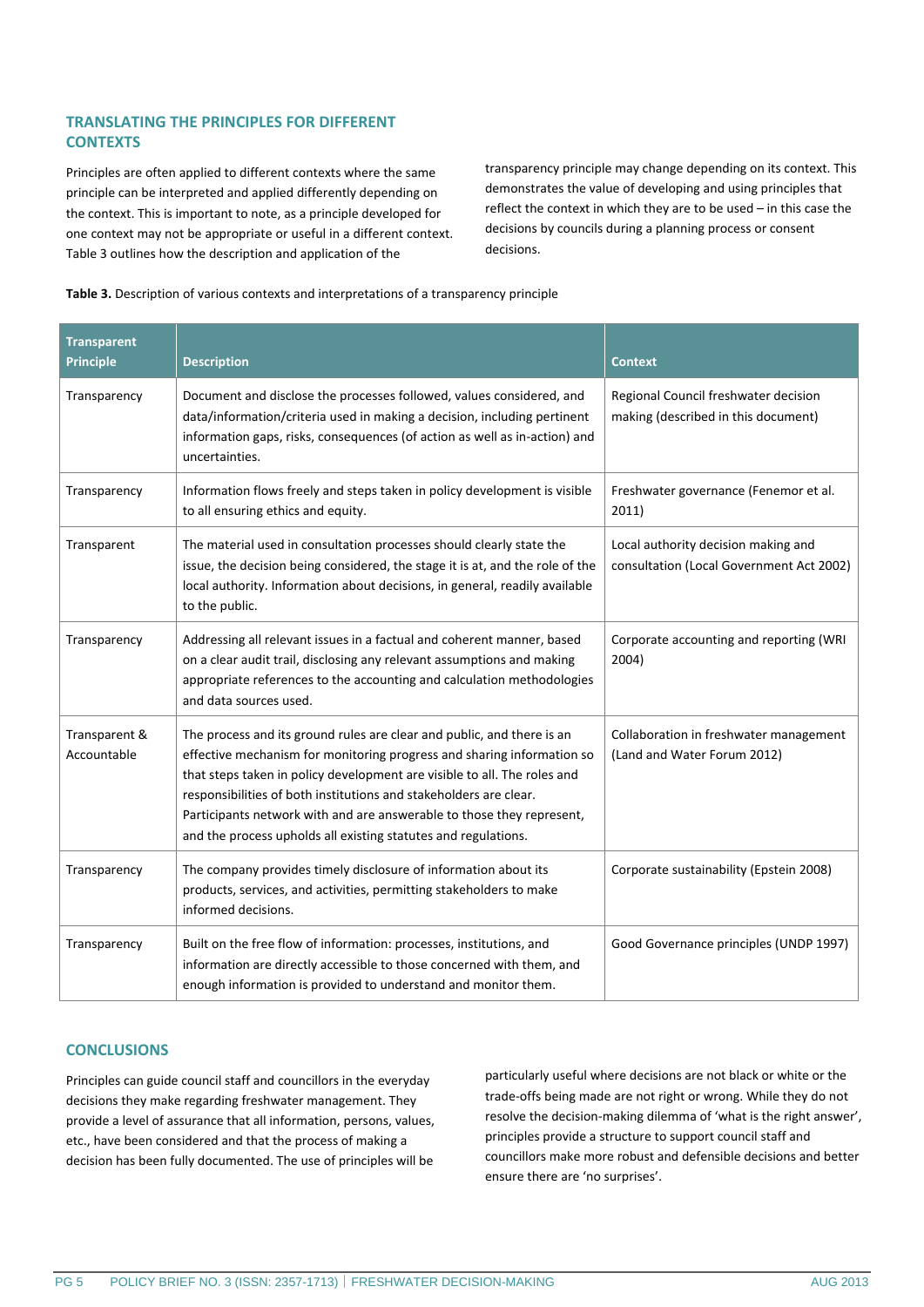## TRANSLATING THE PRINCIPLES FOR DIFFERENT CONTEXTS

Principles are often applied to different contexts where the same principle can be interpreted and applied differently depending on the context. This is important to note, as a principle developed for one context may not be appropriate or useful in a different context. Table 3 outlines how the description and application of the transparency principle may change depending on its context. This demonstrates the value of developing and using principles that reflect the context in which they are to be used – in this case the decisions by councils during a planning process or consent decisions.

**Table 3.** Description of various contexts and interpretations of a transparency principle

| Transparent Principle | Description | Context |
|---|---|---|
| Transparency | Document and disclose the processes followed, values considered, and data/information/criteria used in making a decision, including pertinent information gaps, risks, consequences (of action as well as in-action) and uncertainties. | Regional Council freshwater decision making (described in this document) |
| Transparency | Information flows freely and steps taken in policy development is visible to all ensuring ethics and equity. | Freshwater governance (Fenemor et al. 2011) |
| Transparent | The material used in consultation processes should clearly state the issue, the decision being considered, the stage it is at, and the role of the local authority. Information about decisions, in general, readily available to the public. | Local authority decision making and consultation (Local Government Act 2002) |
| Transparency | Addressing all relevant issues in a factual and coherent manner, based on a clear audit trail, disclosing any relevant assumptions and making appropriate references to the accounting and calculation methodologies and data sources used. | Corporate accounting and reporting (WRI 2004) |
| Transparent & Accountable | The process and its ground rules are clear and public, and there is an effective mechanism for monitoring progress and sharing information so that steps taken in policy development are visible to all. The roles and responsibilities of both institutions and stakeholders are clear. Participants network with and are answerable to those they represent, and the process upholds all existing statutes and regulations. | Collaboration in freshwater management (Land and Water Forum 2012) |
| Transparency | The company provides timely disclosure of information about its products, services, and activities, permitting stakeholders to make informed decisions. | Corporate sustainability (Epstein 2008) |
| Transparency | Built on the free flow of information: processes, institutions, and information are directly accessible to those concerned with them, and enough information is provided to understand and monitor them. | Good Governance principles (UNDP 1997) |

## CONCLUSIONS

Principles can guide council staff and councillors in the everyday decisions they make regarding freshwater management. They provide a level of assurance that all information, persons, values, etc., have been considered and that the process of making a decision has been fully documented. The use of principles will be particularly useful where decisions are not black or white or the trade-offs being made are not right or wrong. While they do not resolve the decision-making dilemma of 'what is the right answer', principles provide a structure to support council staff and councillors make more robust and defensible decisions and better ensure there are 'no surprises'.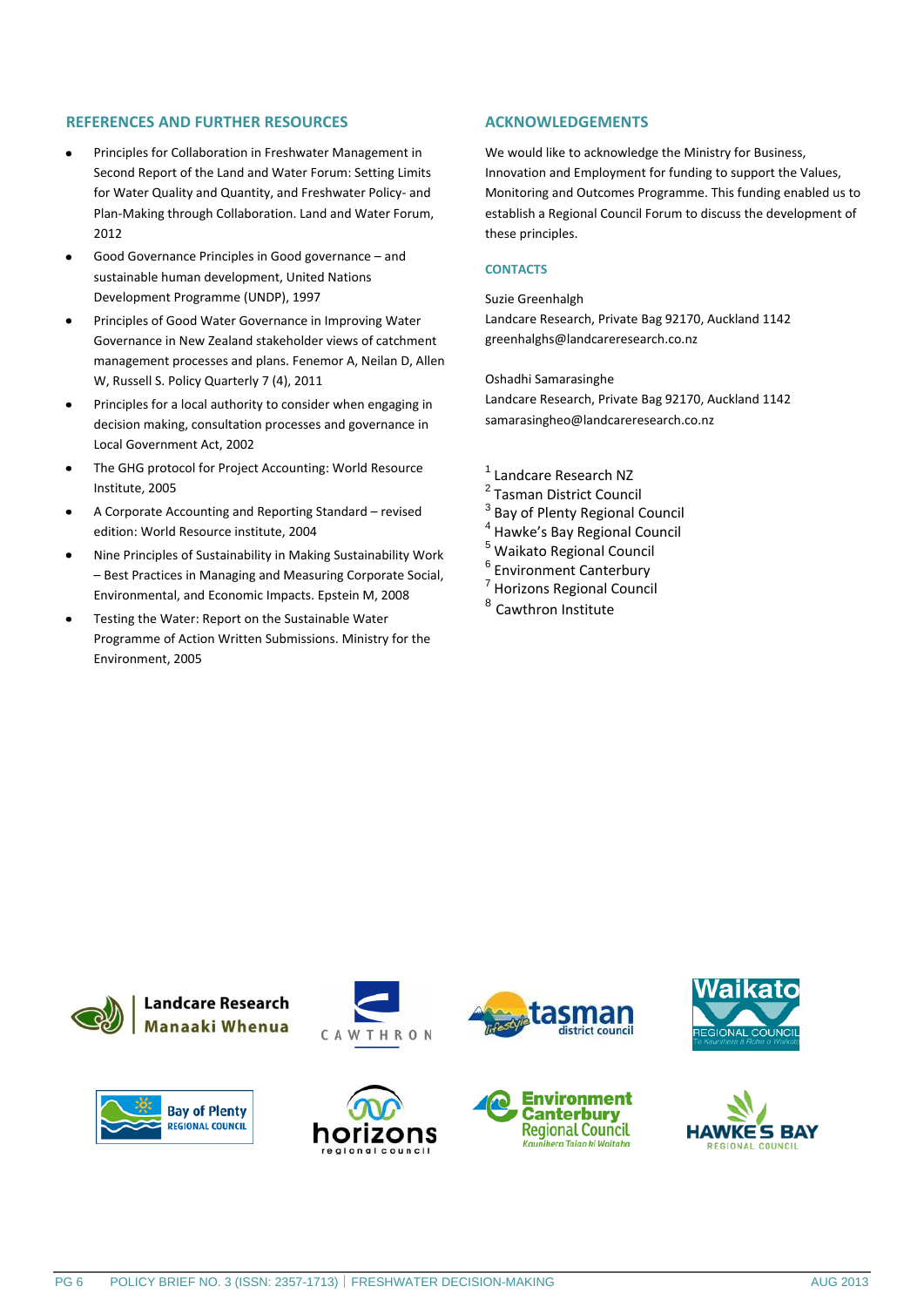## REFERENCES AND FURTHER RESOURCES

- Principles for Collaboration in Freshwater Management in Second Report of the Land and Water Forum: Setting Limits for Water Quality and Quantity, and Freshwater Policy- and Plan-Making through Collaboration. Land and Water Forum, 2012
- Good Governance Principles in Good governance – and sustainable human development, United Nations Development Programme (UNDP), 1997
- Principles of Good Water Governance in Improving Water Governance in New Zealand stakeholder views of catchment management processes and plans. Fenemor A, Neilan D, Allen W, Russell S. Policy Quarterly 7 (4), 2011
- Principles for a local authority to consider when engaging in decision making, consultation processes and governance in Local Government Act, 2002
- The GHG protocol for Project Accounting: World Resource Institute, 2005
- A Corporate Accounting and Reporting Standard – revised edition: World Resource institute, 2004
- Nine Principles of Sustainability in Making Sustainability Work – Best Practices in Managing and Measuring Corporate Social, Environmental, and Economic Impacts. Epstein M, 2008
- Testing the Water: Report on the Sustainable Water Programme of Action Written Submissions. Ministry for the Environment, 2005

## ACKNOWLEDGEMENTS

We would like to acknowledge the Ministry for Business, Innovation and Employment for funding to support the Values, Monitoring and Outcomes Programme. This funding enabled us to establish a Regional Council Forum to discuss the development of these principles.

### CONTACTS

Suzie Greenhalgh
Landcare Research, Private Bag 92170, Auckland 1142
greenhalghs@landcareresearch.co.nz

Oshadhi Samarasinghe
Landcare Research, Private Bag 92170, Auckland 1142
samarasingheo@landcareresearch.co.nz

[1] Landcare Research NZ
[2] Tasman District Council
[3] Bay of Plenty Regional Council
[4] Hawke's Bay Regional Council
[5] Waikato Regional Council
[6] Environment Canterbury
[7] Horizons Regional Council
[8] Cawthron Institute